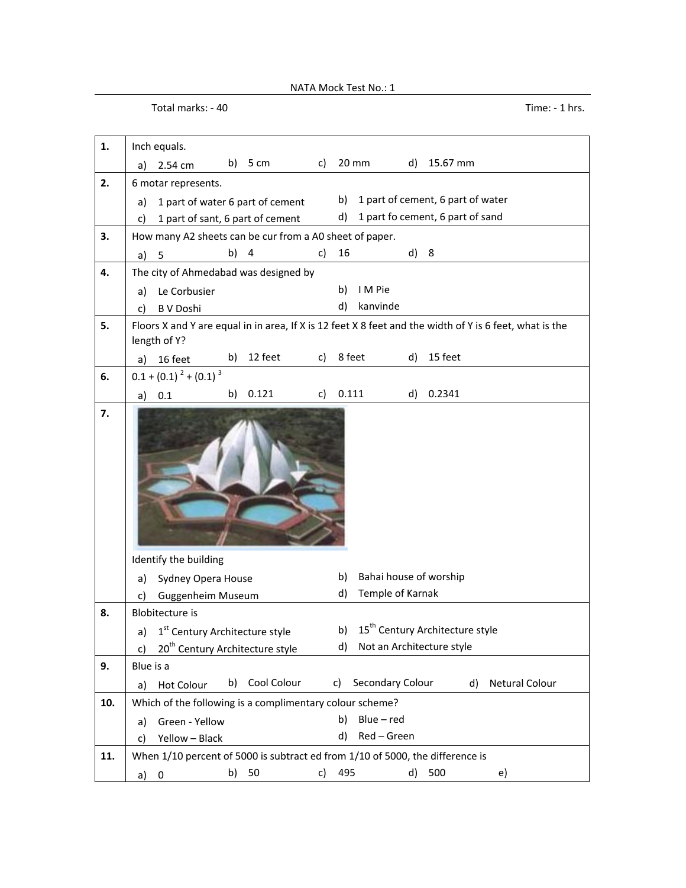NATA Mock Test No.: 1

Total marks: - 40 Time: - 1 hrs.

| | |
|---|---|
| **1.** | Inch equals.<br>a) 2.54 cm b) 5 cm c) 20 mm d) 15.67 mm |
| **2.** | 6 motar represents.<br>a) 1 part of water 6 part of cement b) 1 part of cement, 6 part of water<br>c) 1 part of sant, 6 part of cement d) 1 part fo cement, 6 part of sand |
| **3.** | How many A2 sheets can be cur from a A0 sheet of paper.<br>a) 5 b) 4 c) 16 d) 8 |
| **4.** | The city of Ahmedabad was designed by<br>a) Le Corbusier b) I M Pie<br>c) B V Doshi d) kanvinde |
| **5.** | Floors X and Y are equal in in area, If X is 12 feet X 8 feet and the width of Y is 6 feet, what is the length of Y?<br>a) 16 feet b) 12 feet c) 8 feet d) 15 feet |
| **6.** | $0.1 + (0.1)^2 + (0.1)^3$<br>a) 0.1 b) 0.121 c) 0.111 d) 0.2341 |
| **7.** | Identify the building<br>a) Sydney Opera House b) Bahai house of worship<br>c) Guggenheim Museum d) Temple of Karnak |
| **8.** | Blobitecture is<br>a) 1st Century Architecture style b) 15th Century Architecture style<br>c) 20th Century Architecture style d) Not an Architecture style |
| **9.** | Blue is a<br>a) Hot Colour b) Cool Colour c) Secondary Colour d) Netural Colour |
| **10.** | Which of the following is a complimentary colour scheme?<br>a) Green - Yellow b) Blue – red<br>c) Yellow – Black d) Red – Green |
| **11.** | When 1/10 percent of 5000 is subtract ed from 1/10 of 5000, the difference is<br>a) 0 b) 50 c) 495 d) 500 e) |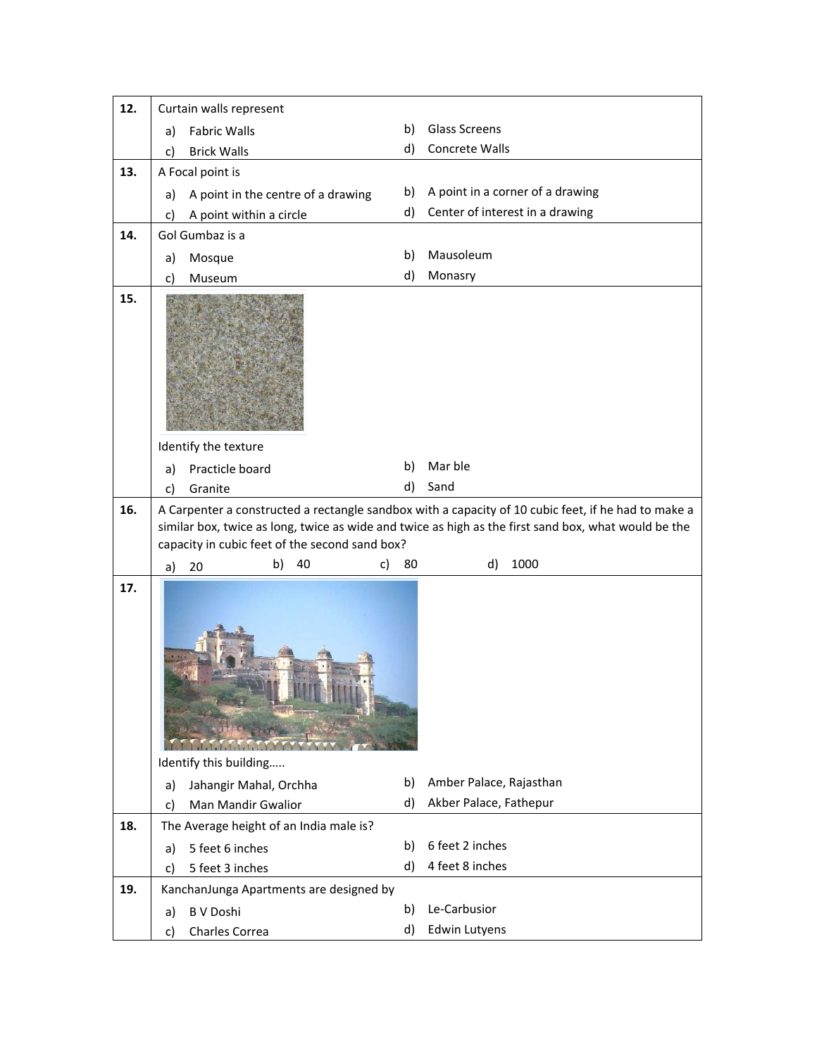| | |
|---|---|
| **12.** | Curtain walls represent<br>a) Fabric Walls &nbsp;&nbsp;&nbsp; b) Glass Screens<br>c) Brick Walls &nbsp;&nbsp;&nbsp; d) Concrete Walls |
| **13.** | A Focal point is<br>a) A point in the centre of a drawing &nbsp;&nbsp;&nbsp; b) A point in a corner of a drawing<br>c) A point within a circle &nbsp;&nbsp;&nbsp; d) Center of interest in a drawing |
| **14.** | Gol Gumbaz is a<br>a) Mosque &nbsp;&nbsp;&nbsp; b) Mausoleum<br>c) Museum &nbsp;&nbsp;&nbsp; d) Monasry |
| **15.** | Identify the texture<br>a) Practicle board &nbsp;&nbsp;&nbsp; b) Mar ble<br>c) Granite &nbsp;&nbsp;&nbsp; d) Sand |
| **16.** | A Carpenter a constructed a rectangle sandbox with a capacity of 10 cubic feet, if he had to make a similar box, twice as long, twice as wide and twice as high as the first sand box, what would be the capacity in cubic feet of the second sand box?<br>a) 20 &nbsp;&nbsp;&nbsp; b) 40 &nbsp;&nbsp;&nbsp; c) 80 &nbsp;&nbsp;&nbsp; d) 1000 |
| **17.** | Identify this building…..<br>a) Jahangir Mahal, Orchha &nbsp;&nbsp;&nbsp; b) Amber Palace, Rajasthan<br>c) Man Mandir Gwalior &nbsp;&nbsp;&nbsp; d) Akber Palace, Fathepur |
| **18.** | The Average height of an India male is?<br>a) 5 feet 6 inches &nbsp;&nbsp;&nbsp; b) 6 feet 2 inches<br>c) 5 feet 3 inches &nbsp;&nbsp;&nbsp; d) 4 feet 8 inches |
| **19.** | KanchanJunga Apartments are designed by<br>a) B V Doshi &nbsp;&nbsp;&nbsp; b) Le-Carbusior<br>c) Charles Correa &nbsp;&nbsp;&nbsp; d) Edwin Lutyens |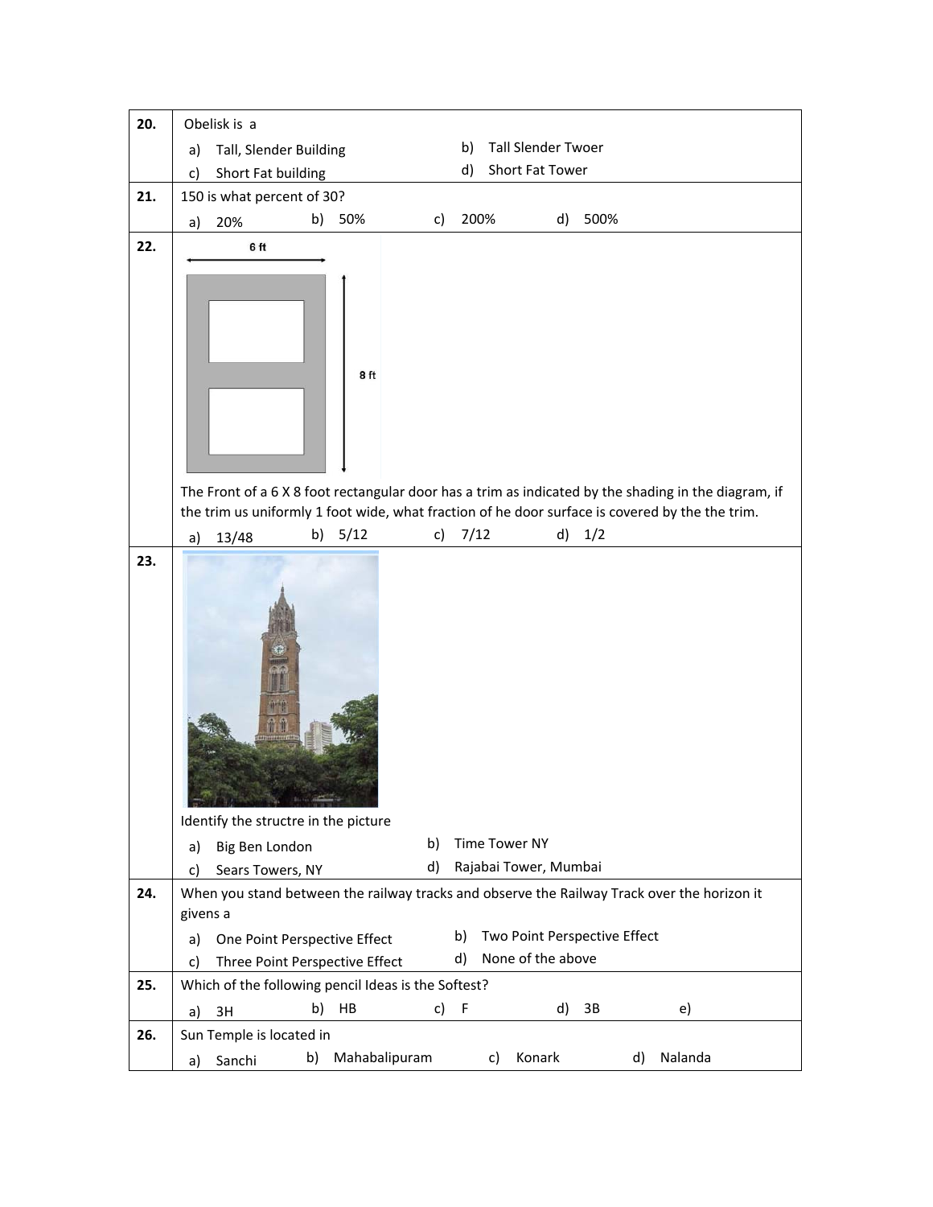| | |
|---|---|
| **20.** | Obelisk is a<br>a) Tall, Slender Building b) Tall Slender Twoer<br>c) Short Fat building d) Short Fat Tower |
| **21.** | 150 is what percent of 30?<br>a) 20% b) 50% c) 200% d) 500% |
| **22.** | 6 ft<br>8 ft<br>The Front of a 6 X 8 foot rectangular door has a trim as indicated by the shading in the diagram, if the trim us uniformly 1 foot wide, what fraction of he door surface is covered by the the trim.<br>a) 13/48 b) 5/12 c) 7/12 d) 1/2 |
| **23.** | Identify the structre in the picture<br>a) Big Ben London b) Time Tower NY<br>c) Sears Towers, NY d) Rajabai Tower, Mumbai |
| **24.** | When you stand between the railway tracks and observe the Railway Track over the horizon it givens a<br>a) One Point Perspective Effect b) Two Point Perspective Effect<br>c) Three Point Perspective Effect d) None of the above |
| **25.** | Which of the following pencil Ideas is the Softest?<br>a) 3H b) HB c) F d) 3B e) |
| **26.** | Sun Temple is located in<br>a) Sanchi b) Mahabalipuram c) Konark d) Nalanda |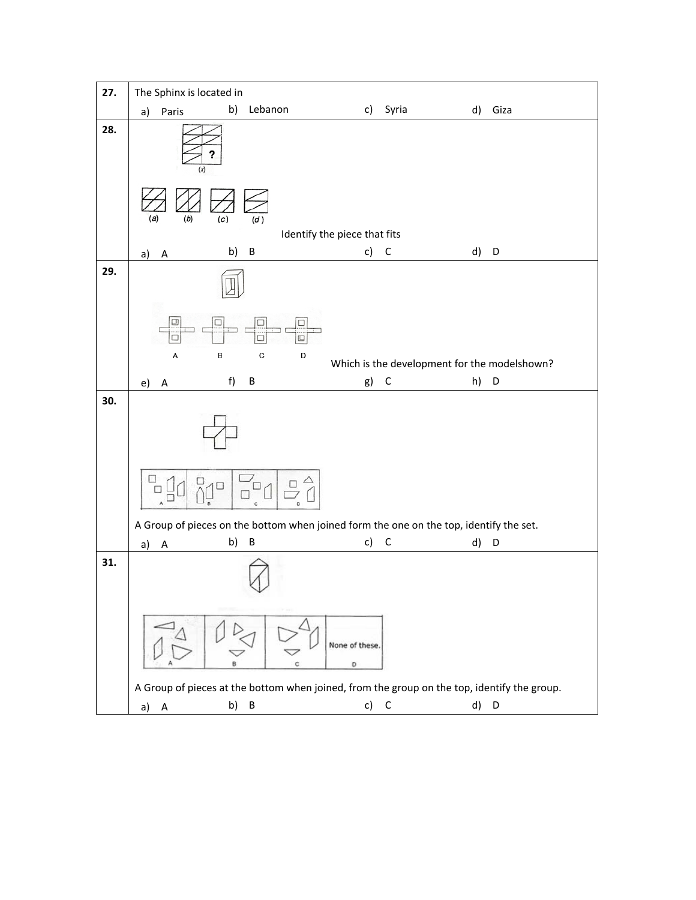| | |
|---|---|
| **27.** | The Sphinx is located in<br>a) Paris b) Lebanon c) Syria d) Giza |
| **28.** | (x)<br>(a) (b) (c) (d)<br>Identify the piece that fits<br>a) A b) B c) C d) D |
| **29.** | A B C D<br>Which is the development for the modelshown?<br>e) A f) B g) C h) D |
| **30.** | A Group of pieces on the bottom when joined form the one on the top, identify the set.<br>a) A b) B c) C d) D |
| **31.** | None of these.<br>A Group of pieces at the bottom when joined, from the group on the top, identify the group.<br>a) A b) B c) C d) D |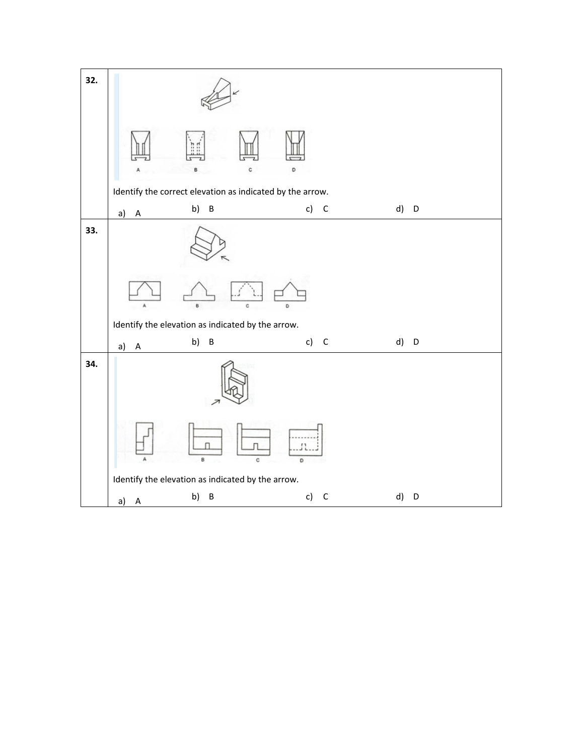| | |
|---|---|
| **32.** | Identify the correct elevation as indicated by the arrow.<br><br>a) A b) B c) C d) D |
| **33.** | Identify the elevation as indicated by the arrow.<br><br>a) A b) B c) C d) D |
| **34.** | Identify the elevation as indicated by the arrow.<br><br>a) A b) B c) C d) D |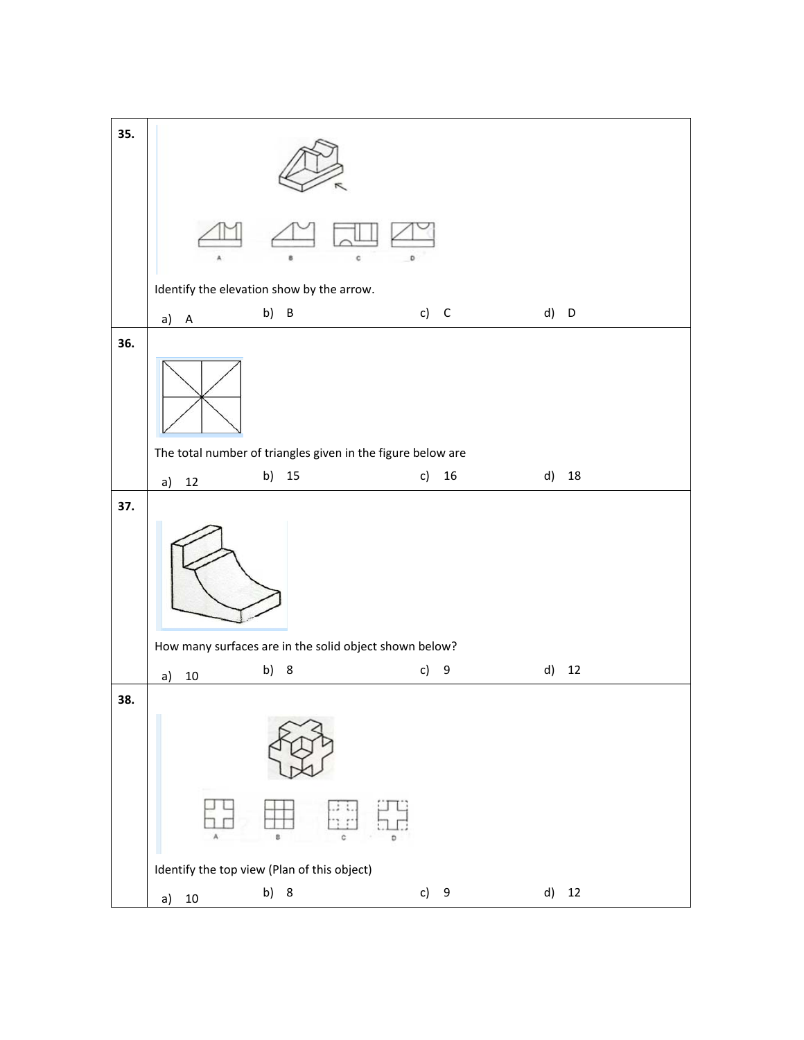**35.**

Identify the elevation show by the arrow.

a) A &nbsp;&nbsp;&nbsp; b) B &nbsp;&nbsp;&nbsp; c) C &nbsp;&nbsp;&nbsp; d) D

**36.**

The total number of triangles given in the figure below are

a) 12 &nbsp;&nbsp;&nbsp; b) 15 &nbsp;&nbsp;&nbsp; c) 16 &nbsp;&nbsp;&nbsp; d) 18

**37.**

How many surfaces are in the solid object shown below?

a) 10 &nbsp;&nbsp;&nbsp; b) 8 &nbsp;&nbsp;&nbsp; c) 9 &nbsp;&nbsp;&nbsp; d) 12

**38.**

Identify the top view (Plan of this object)

a) 10 &nbsp;&nbsp;&nbsp; b) 8 &nbsp;&nbsp;&nbsp; c) 9 &nbsp;&nbsp;&nbsp; d) 12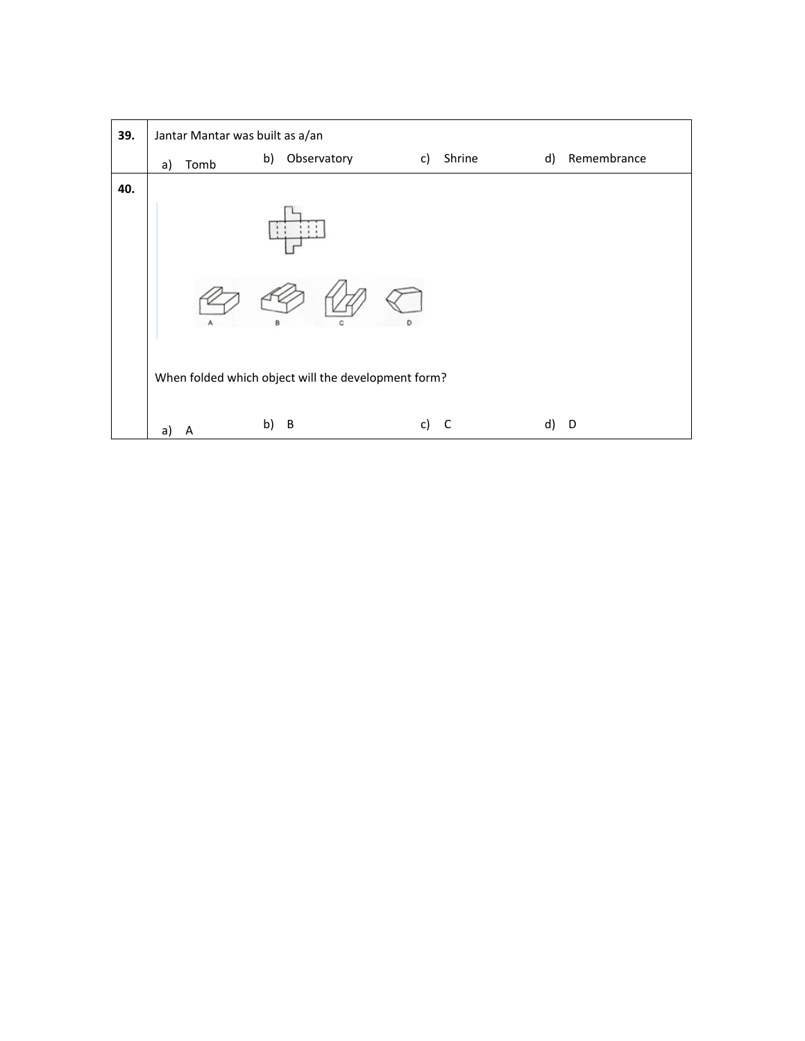| | |
|---|---|
| **39.** | Jantar Mantar was built as a/an<br>a) Tomb b) Observatory c) Shrine d) Remembrance |
| **40.** | A B C D<br><br>When folded which object will the development form?<br><br>a) A b) B c) C d) D |